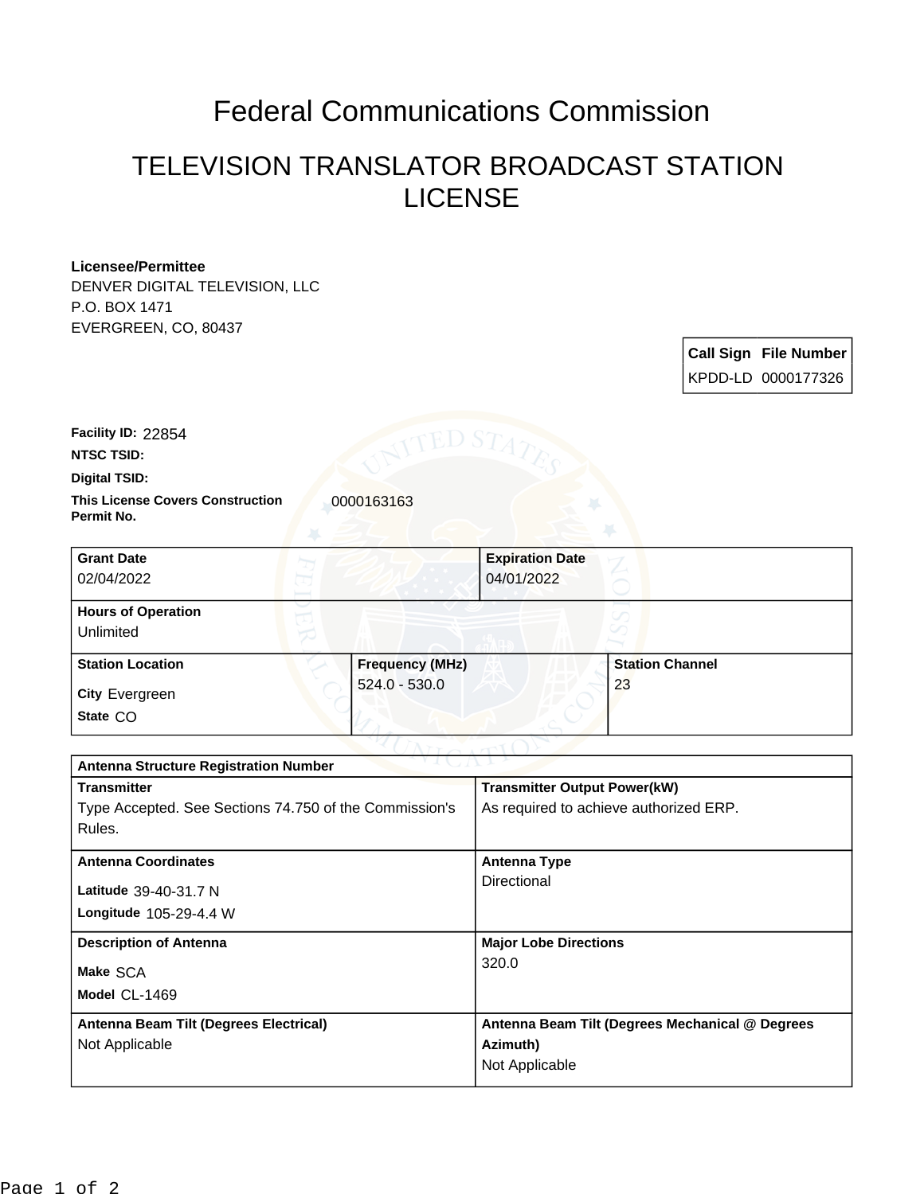# Federal Communications Commission

## TELEVISION TRANSLATOR BROADCAST STATION LICENSE

**Licensee/Permittee**
DENVER DIGITAL TELEVISION, LLC
P.O. BOX 1471
EVERGREEN, CO, 80437

| Call Sign | File Number |
|---|---|
| KPDD-LD | 0000177326 |

**Facility ID:** 22854
**NTSC TSID:**
**Digital TSID:**
**This License Covers Construction Permit No.** 0000163163

| Grant Date | Expiration Date |
|---|---|
| 02/04/2022 | 04/01/2022 |

| Hours of Operation |
|---|
| Unlimited |

| Station Location | Frequency (MHz) | Station Channel |
|---|---|---|
| City Evergreen<br>State CO | 524.0 - 530.0 | 23 |

| Antenna Structure Registration Number | |
|---|---|
| **Transmitter**<br>Type Accepted. See Sections 74.750 of the Commission's Rules. | **Transmitter Output Power(kW)**<br>As required to achieve authorized ERP. |
| **Antenna Coordinates**<br>Latitude 39-40-31.7 N<br>Longitude 105-29-4.4 W | **Antenna Type**<br>Directional |
| **Description of Antenna**<br>Make SCA<br>Model CL-1469 | **Major Lobe Directions**<br>320.0 |
| **Antenna Beam Tilt (Degrees Electrical)**<br>Not Applicable | **Antenna Beam Tilt (Degrees Mechanical @ Degrees Azimuth)**<br>Not Applicable |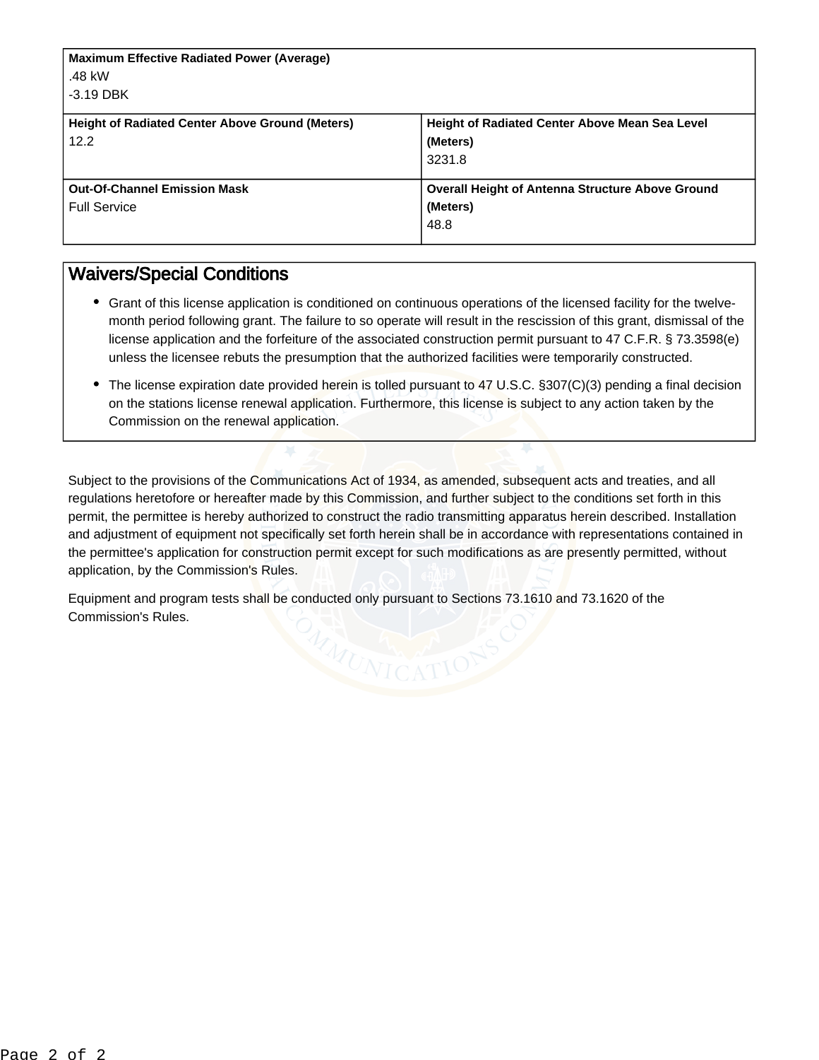| | |
|---|---|
| **Maximum Effective Radiated Power (Average)**<br>.48 kW<br>-3.19 DBK | |
| **Height of Radiated Center Above Ground (Meters)**<br>12.2 | **Height of Radiated Center Above Mean Sea Level (Meters)**<br>3231.8 |
| **Out-Of-Channel Emission Mask**<br>Full Service | **Overall Height of Antenna Structure Above Ground (Meters)**<br>48.8 |

## Waivers/Special Conditions

- Grant of this license application is conditioned on continuous operations of the licensed facility for the twelve-month period following grant. The failure to so operate will result in the rescission of this grant, dismissal of the license application and the forfeiture of the associated construction permit pursuant to 47 C.F.R. § 73.3598(e) unless the licensee rebuts the presumption that the authorized facilities were temporarily constructed.
- The license expiration date provided herein is tolled pursuant to 47 U.S.C. §307(C)(3) pending a final decision on the stations license renewal application. Furthermore, this license is subject to any action taken by the Commission on the renewal application.

Subject to the provisions of the Communications Act of 1934, as amended, subsequent acts and treaties, and all regulations heretofore or hereafter made by this Commission, and further subject to the conditions set forth in this permit, the permittee is hereby authorized to construct the radio transmitting apparatus herein described. Installation and adjustment of equipment not specifically set forth herein shall be in accordance with representations contained in the permittee's application for construction permit except for such modifications as are presently permitted, without application, by the Commission's Rules.

Equipment and program tests shall be conducted only pursuant to Sections 73.1610 and 73.1620 of the Commission's Rules.